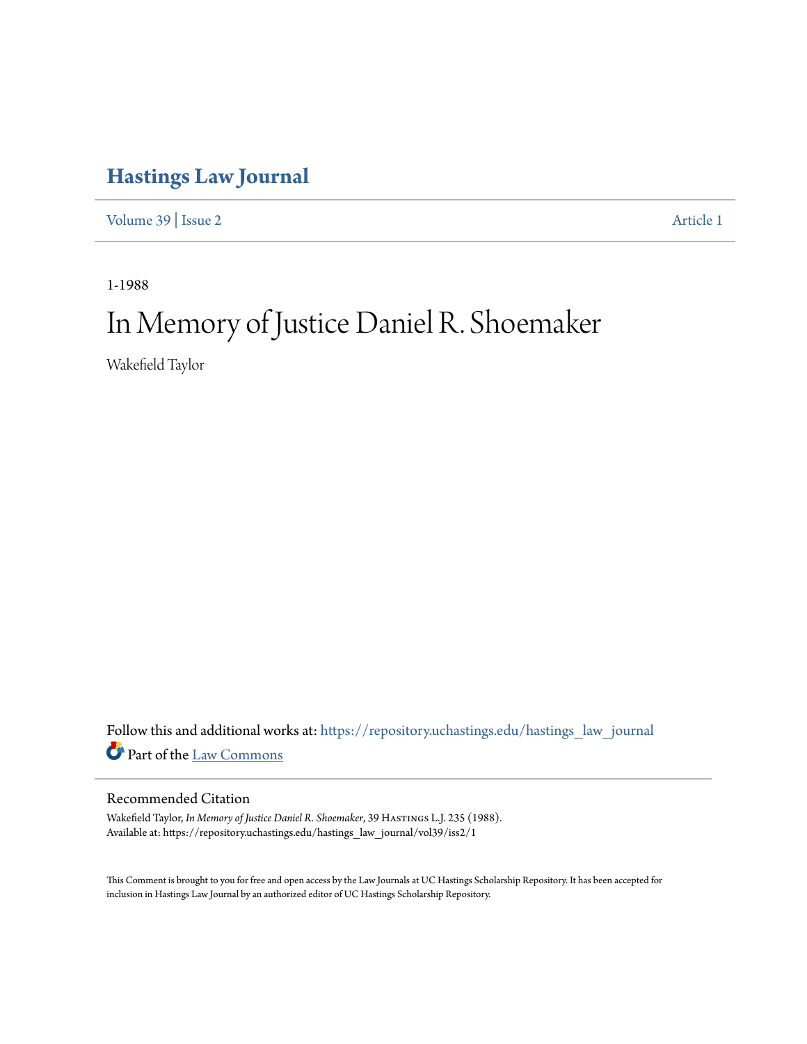# Hastings Law Journal

Volume 39 | Issue 2 Article 1

1-1988

# In Memory of Justice Daniel R. Shoemaker

Wakefield Taylor

Follow this and additional works at: https://repository.uchastings.edu/hastings_law_journal

Part of the Law Commons

## Recommended Citation

Wakefield Taylor, *In Memory of Justice Daniel R. Shoemaker*, 39 Hastings L.J. 235 (1988).
Available at: https://repository.uchastings.edu/hastings_law_journal/vol39/iss2/1

This Comment is brought to you for free and open access by the Law Journals at UC Hastings Scholarship Repository. It has been accepted for inclusion in Hastings Law Journal by an authorized editor of UC Hastings Scholarship Repository.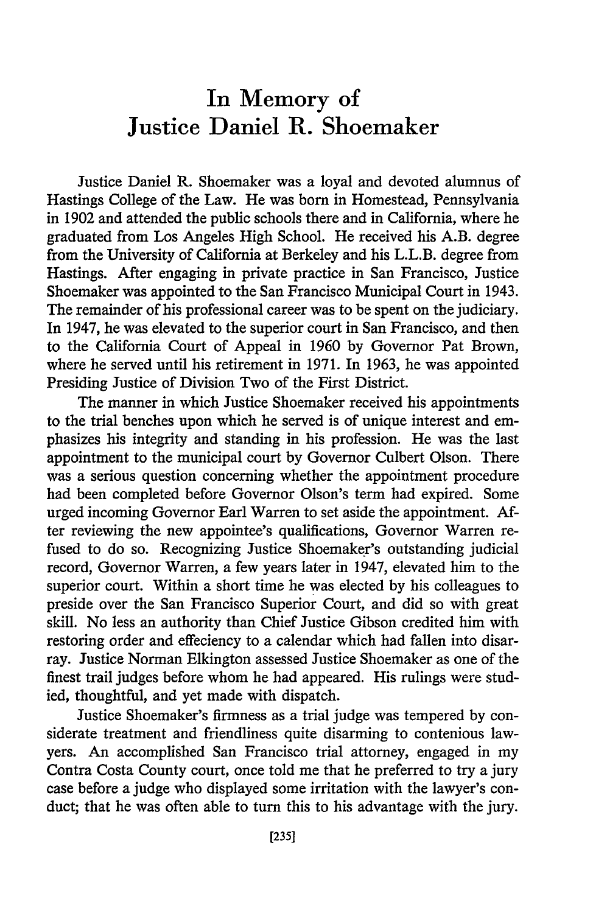# In Memory of Justice Daniel R. Shoemaker

Justice Daniel R. Shoemaker was a loyal and devoted alumnus of Hastings College of the Law. He was born in Homestead, Pennsylvania in 1902 and attended the public schools there and in California, where he graduated from Los Angeles High School. He received his A.B. degree from the University of California at Berkeley and his L.L.B. degree from Hastings. After engaging in private practice in San Francisco, Justice Shoemaker was appointed to the San Francisco Municipal Court in 1943. The remainder of his professional career was to be spent on the judiciary. In 1947, he was elevated to the superior court in San Francisco, and then to the California Court of Appeal in 1960 by Governor Pat Brown, where he served until his retirement in 1971. In 1963, he was appointed Presiding Justice of Division Two of the First District.

The manner in which Justice Shoemaker received his appointments to the trial benches upon which he served is of unique interest and emphasizes his integrity and standing in his profession. He was the last appointment to the municipal court by Governor Culbert Olson. There was a serious question concerning whether the appointment procedure had been completed before Governor Olson's term had expired. Some urged incoming Governor Earl Warren to set aside the appointment. After reviewing the new appointee's qualifications, Governor Warren refused to do so. Recognizing Justice Shoemaker's outstanding judicial record, Governor Warren, a few years later in 1947, elevated him to the superior court. Within a short time he was elected by his colleagues to preside over the San Francisco Superior Court, and did so with great skill. No less an authority than Chief Justice Gibson credited him with restoring order and effeciency to a calendar which had fallen into disarray. Justice Norman Elkington assessed Justice Shoemaker as one of the finest trail judges before whom he had appeared. His rulings were studied, thoughtful, and yet made with dispatch.

Justice Shoemaker's firmness as a trial judge was tempered by considerate treatment and friendliness quite disarming to contenious lawyers. An accomplished San Francisco trial attorney, engaged in my Contra Costa County court, once told me that he preferred to try a jury case before a judge who displayed some irritation with the lawyer's conduct; that he was often able to turn this to his advantage with the jury.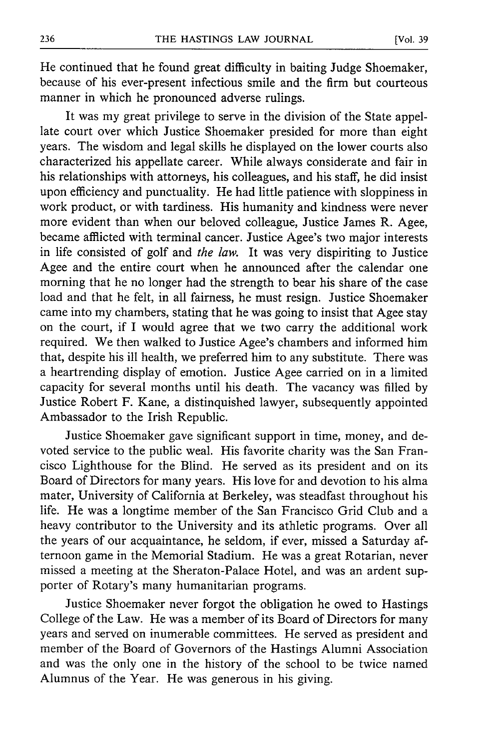He continued that he found great difficulty in baiting Judge Shoemaker, because of his ever-present infectious smile and the firm but courteous manner in which he pronounced adverse rulings.

It was my great privilege to serve in the division of the State appellate court over which Justice Shoemaker presided for more than eight years. The wisdom and legal skills he displayed on the lower courts also characterized his appellate career. While always considerate and fair in his relationships with attorneys, his colleagues, and his staff, he did insist upon efficiency and punctuality. He had little patience with sloppiness in work product, or with tardiness. His humanity and kindness were never more evident than when our beloved colleague, Justice James R. Agee, became afflicted with terminal cancer. Justice Agee's two major interests in life consisted of golf and *the law*. It was very dispiriting to Justice Agee and the entire court when he announced after the calendar one morning that he no longer had the strength to bear his share of the case load and that he felt, in all fairness, he must resign. Justice Shoemaker came into my chambers, stating that he was going to insist that Agee stay on the court, if I would agree that we two carry the additional work required. We then walked to Justice Agee's chambers and informed him that, despite his ill health, we preferred him to any substitute. There was a heartrending display of emotion. Justice Agee carried on in a limited capacity for several months until his death. The vacancy was filled by Justice Robert F. Kane, a distinquished lawyer, subsequently appointed Ambassador to the Irish Republic.

Justice Shoemaker gave significant support in time, money, and devoted service to the public weal. His favorite charity was the San Francisco Lighthouse for the Blind. He served as its president and on its Board of Directors for many years. His love for and devotion to his alma mater, University of California at Berkeley, was steadfast throughout his life. He was a longtime member of the San Francisco Grid Club and a heavy contributor to the University and its athletic programs. Over all the years of our acquaintance, he seldom, if ever, missed a Saturday afternoon game in the Memorial Stadium. He was a great Rotarian, never missed a meeting at the Sheraton-Palace Hotel, and was an ardent supporter of Rotary's many humanitarian programs.

Justice Shoemaker never forgot the obligation he owed to Hastings College of the Law. He was a member of its Board of Directors for many years and served on inumerable committees. He served as president and member of the Board of Governors of the Hastings Alumni Association and was the only one in the history of the school to be twice named Alumnus of the Year. He was generous in his giving.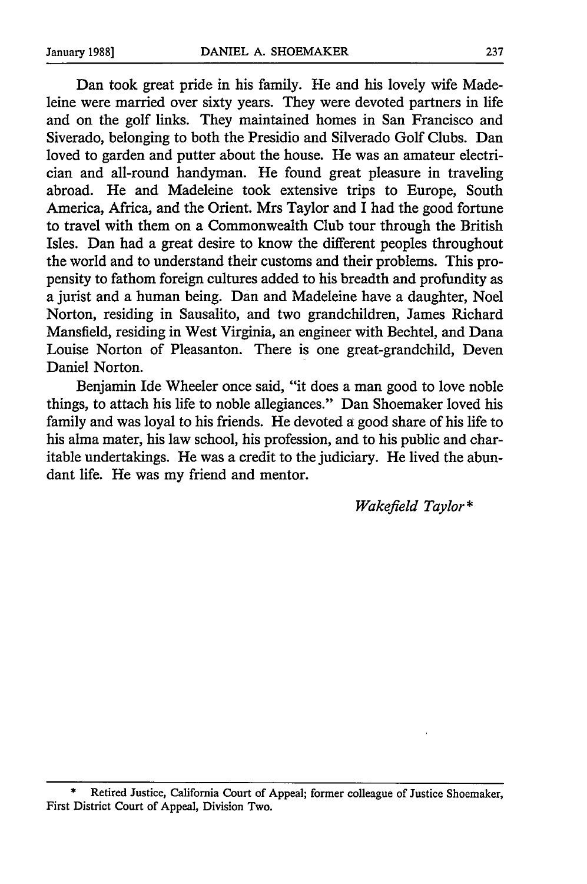Dan took great pride in his family. He and his lovely wife Madeleine were married over sixty years. They were devoted partners in life and on the golf links. They maintained homes in San Francisco and Siverado, belonging to both the Presidio and Silverado Golf Clubs. Dan loved to garden and putter about the house. He was an amateur electrician and all-round handyman. He found great pleasure in traveling abroad. He and Madeleine took extensive trips to Europe, South America, Africa, and the Orient. Mrs Taylor and I had the good fortune to travel with them on a Commonwealth Club tour through the British Isles. Dan had a great desire to know the different peoples throughout the world and to understand their customs and their problems. This propensity to fathom foreign cultures added to his breadth and profundity as a jurist and a human being. Dan and Madeleine have a daughter, Noel Norton, residing in Sausalito, and two grandchildren, James Richard Mansfield, residing in West Virginia, an engineer with Bechtel, and Dana Louise Norton of Pleasanton. There is one great-grandchild, Deven Daniel Norton.

Benjamin Ide Wheeler once said, "it does a man good to love noble things, to attach his life to noble allegiances." Dan Shoemaker loved his family and was loyal to his friends. He devoted a good share of his life to his alma mater, his law school, his profession, and to his public and charitable undertakings. He was a credit to the judiciary. He lived the abundant life. He was my friend and mentor.

*Wakefield Taylor**

---

\* Retired Justice, California Court of Appeal; former colleague of Justice Shoemaker, First District Court of Appeal, Division Two.